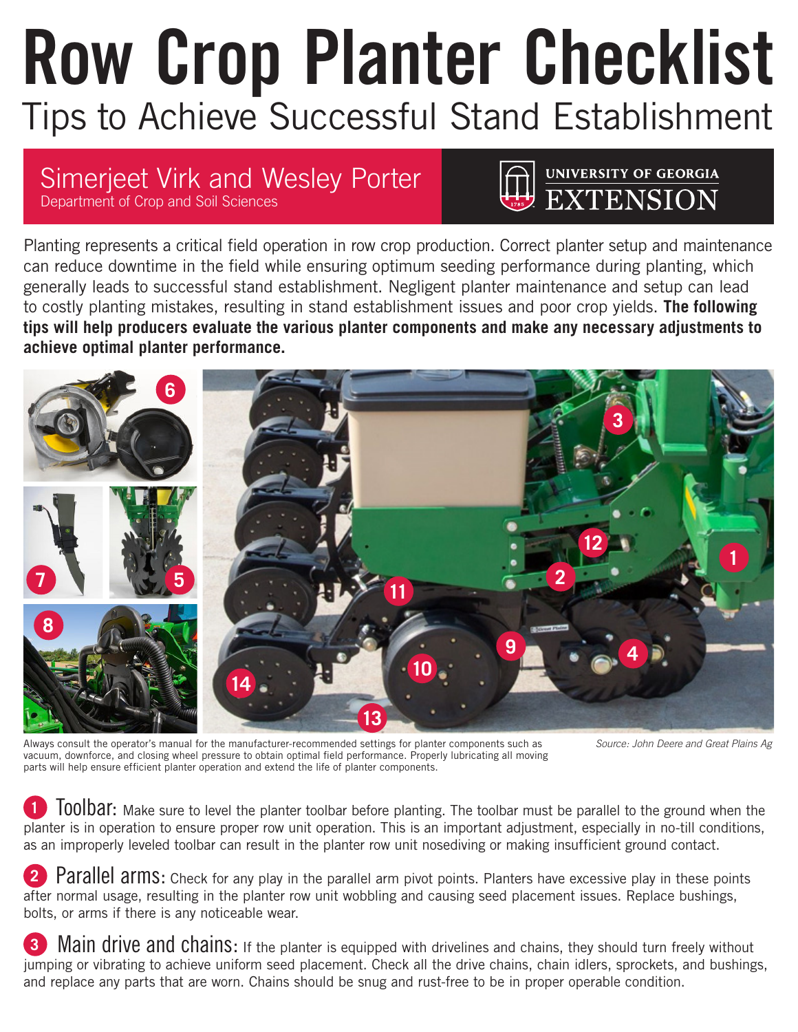# Row Crop Planter Checklist

## Tips to Achieve Successful Stand Establishment

Simerjeet Virk and Wesley Porter
Department of Crop and Soil Sciences

UNIVERSITY OF GEORGIA EXTENSION

Planting represents a critical field operation in row crop production. Correct planter setup and maintenance can reduce downtime in the field while ensuring optimum seeding performance during planting, which generally leads to successful stand establishment. Negligent planter maintenance and setup can lead to costly planting mistakes, resulting in stand establishment issues and poor crop yields. **The following tips will help producers evaluate the various planter components and make any necessary adjustments to achieve optimal planter performance.**

Always consult the operator's manual for the manufacturer-recommended settings for planter components such as vacuum, downforce, and closing wheel pressure to obtain optimal field performance. Properly lubricating all moving parts will help ensure efficient planter operation and extend the life of planter components.

*Source: John Deere and Great Plains Ag*

**1 Toolbar:** Make sure to level the planter toolbar before planting. The toolbar must be parallel to the ground when the planter is in operation to ensure proper row unit operation. This is an important adjustment, especially in no-till conditions, as an improperly leveled toolbar can result in the planter row unit nosediving or making insufficient ground contact.

**2 Parallel arms:** Check for any play in the parallel arm pivot points. Planters have excessive play in these points after normal usage, resulting in the planter row unit wobbling and causing seed placement issues. Replace bushings, bolts, or arms if there is any noticeable wear.

**3 Main drive and chains:** If the planter is equipped with drivelines and chains, they should turn freely without jumping or vibrating to achieve uniform seed placement. Check all the drive chains, chain idlers, sprockets, and bushings, and replace any parts that are worn. Chains should be snug and rust-free to be in proper operable condition.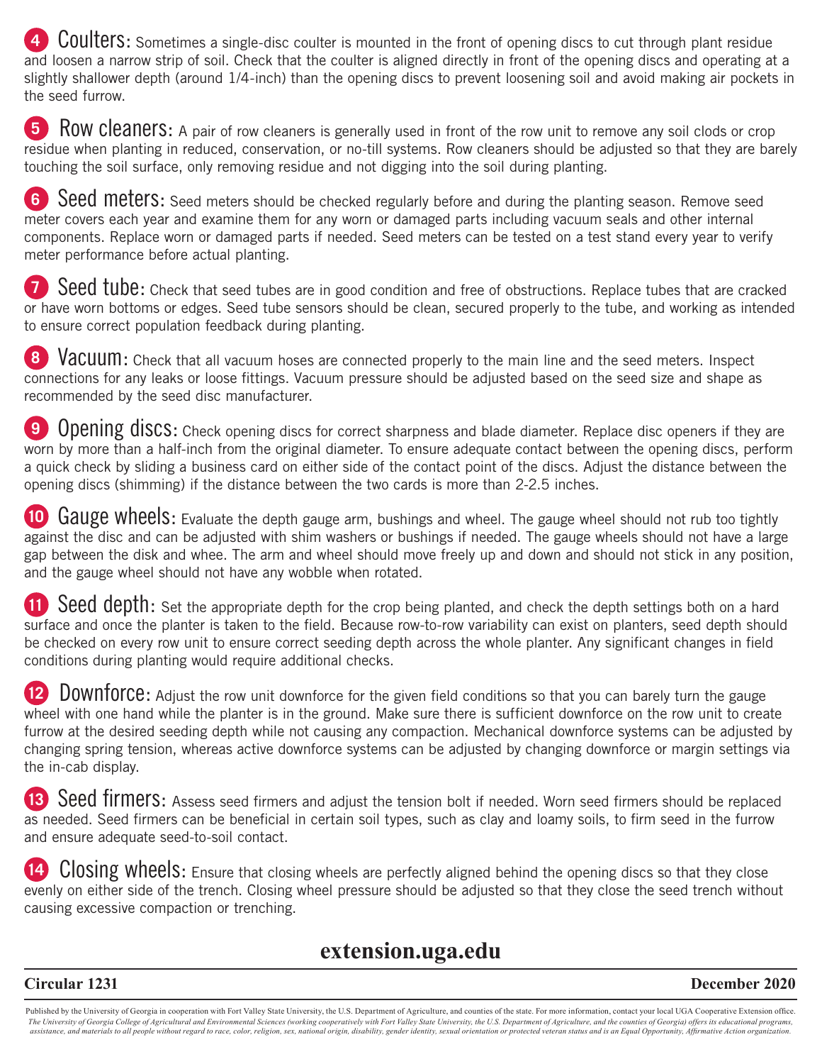**4 Coulters:** Sometimes a single-disc coulter is mounted in the front of opening discs to cut through plant residue and loosen a narrow strip of soil. Check that the coulter is aligned directly in front of the opening discs and operating at a slightly shallower depth (around 1/4-inch) than the opening discs to prevent loosening soil and avoid making air pockets in the seed furrow.

**5 Row cleaners:** A pair of row cleaners is generally used in front of the row unit to remove any soil clods or crop residue when planting in reduced, conservation, or no-till systems. Row cleaners should be adjusted so that they are barely touching the soil surface, only removing residue and not digging into the soil during planting.

**6 Seed meters:** Seed meters should be checked regularly before and during the planting season. Remove seed meter covers each year and examine them for any worn or damaged parts including vacuum seals and other internal components. Replace worn or damaged parts if needed. Seed meters can be tested on a test stand every year to verify meter performance before actual planting.

**7 Seed tube:** Check that seed tubes are in good condition and free of obstructions. Replace tubes that are cracked or have worn bottoms or edges. Seed tube sensors should be clean, secured properly to the tube, and working as intended to ensure correct population feedback during planting.

**8 Vacuum:** Check that all vacuum hoses are connected properly to the main line and the seed meters. Inspect connections for any leaks or loose fittings. Vacuum pressure should be adjusted based on the seed size and shape as recommended by the seed disc manufacturer.

**9 Opening discs:** Check opening discs for correct sharpness and blade diameter. Replace disc openers if they are worn by more than a half-inch from the original diameter. To ensure adequate contact between the opening discs, perform a quick check by sliding a business card on either side of the contact point of the discs. Adjust the distance between the opening discs (shimming) if the distance between the two cards is more than 2-2.5 inches.

**10 Gauge wheels:** Evaluate the depth gauge arm, bushings and wheel. The gauge wheel should not rub too tightly against the disc and can be adjusted with shim washers or bushings if needed. The gauge wheels should not have a large gap between the disk and whee. The arm and wheel should move freely up and down and should not stick in any position, and the gauge wheel should not have any wobble when rotated.

**11 Seed depth:** Set the appropriate depth for the crop being planted, and check the depth settings both on a hard surface and once the planter is taken to the field. Because row-to-row variability can exist on planters, seed depth should be checked on every row unit to ensure correct seeding depth across the whole planter. Any significant changes in field conditions during planting would require additional checks.

**12 Downforce:** Adjust the row unit downforce for the given field conditions so that you can barely turn the gauge wheel with one hand while the planter is in the ground. Make sure there is sufficient downforce on the row unit to create furrow at the desired seeding depth while not causing any compaction. Mechanical downforce systems can be adjusted by changing spring tension, whereas active downforce systems can be adjusted by changing downforce or margin settings via the in-cab display.

**13 Seed firmers:** Assess seed firmers and adjust the tension bolt if needed. Worn seed firmers should be replaced as needed. Seed firmers can be beneficial in certain soil types, such as clay and loamy soils, to firm seed in the furrow and ensure adequate seed-to-soil contact.

**14 Closing wheels:** Ensure that closing wheels are perfectly aligned behind the opening discs so that they close evenly on either side of the trench. Closing wheel pressure should be adjusted so that they close the seed trench without causing excessive compaction or trenching.

## extension.uga.edu

**Circular 1231** **December 2020**

Published by the University of Georgia in cooperation with Fort Valley State University, the U.S. Department of Agriculture, and counties of the state. For more information, contact your local UGA Cooperative Extension office.
*The University of Georgia College of Agricultural and Environmental Sciences (working cooperatively with Fort Valley State University, the U.S. Department of Agriculture, and the counties of Georgia) offers its educational programs, assistance, and materials to all people without regard to race, color, religion, sex, national origin, disability, gender identity, sexual orientation or protected veteran status and is an Equal Opportunity, Affirmative Action organization.*